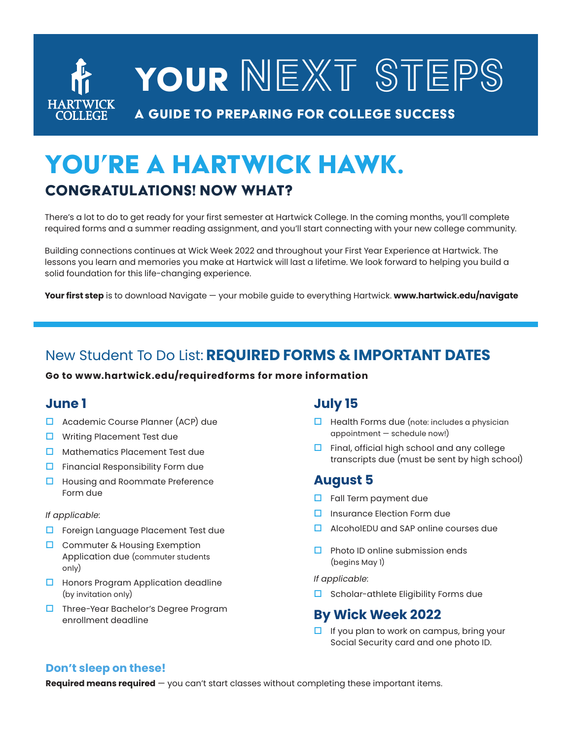HARTWICK COLLEGE

# YOUR NEXT STEPS

**A GUIDE TO PREPARING FOR COLLEGE SUCCESS**

# YOU'RE A HARTWICK HAWK.

## CONGRATULATIONS! NOW WHAT?

There's a lot to do to get ready for your first semester at Hartwick College. In the coming months, you'll complete required forms and a summer reading assignment, and you'll start connecting with your new college community.

Building connections continues at Wick Week 2022 and throughout your First Year Experience at Hartwick. The lessons you learn and memories you make at Hartwick will last a lifetime. We look forward to helping you build a solid foundation for this life-changing experience.

**Your first step** is to download Navigate — your mobile guide to everything Hartwick. **www.hartwick.edu/navigate**

## New Student To Do List: REQUIRED FORMS & IMPORTANT DATES

**Go to www.hartwick.edu/requiredforms for more information**

### June 1

- ☐ Academic Course Planner (ACP) due
- ☐ Writing Placement Test due
- ☐ Mathematics Placement Test due
- ☐ Financial Responsibility Form due
- ☐ Housing and Roommate Preference Form due

*If applicable*:

- ☐ Foreign Language Placement Test due
- ☐ Commuter & Housing Exemption Application due (commuter students only)
- ☐ Honors Program Application deadline (by invitation only)
- ☐ Three-Year Bachelor's Degree Program enrollment deadline

### July 15

- ☐ Health Forms due (note: includes a physician appointment — schedule now!)
- ☐ Final, official high school and any college transcripts due (must be sent by high school)

### August 5

- ☐ Fall Term payment due
- ☐ Insurance Election Form due
- ☐ AlcoholEDU and SAP online courses due
- ☐ Photo ID online submission ends (begins May 1)

*If applicable*:

- ☐ Scholar-athlete Eligibility Forms due

### By Wick Week 2022

- ☐ If you plan to work on campus, bring your Social Security card and one photo ID.

### Don't sleep on these!

**Required means required** — you can't start classes without completing these important items.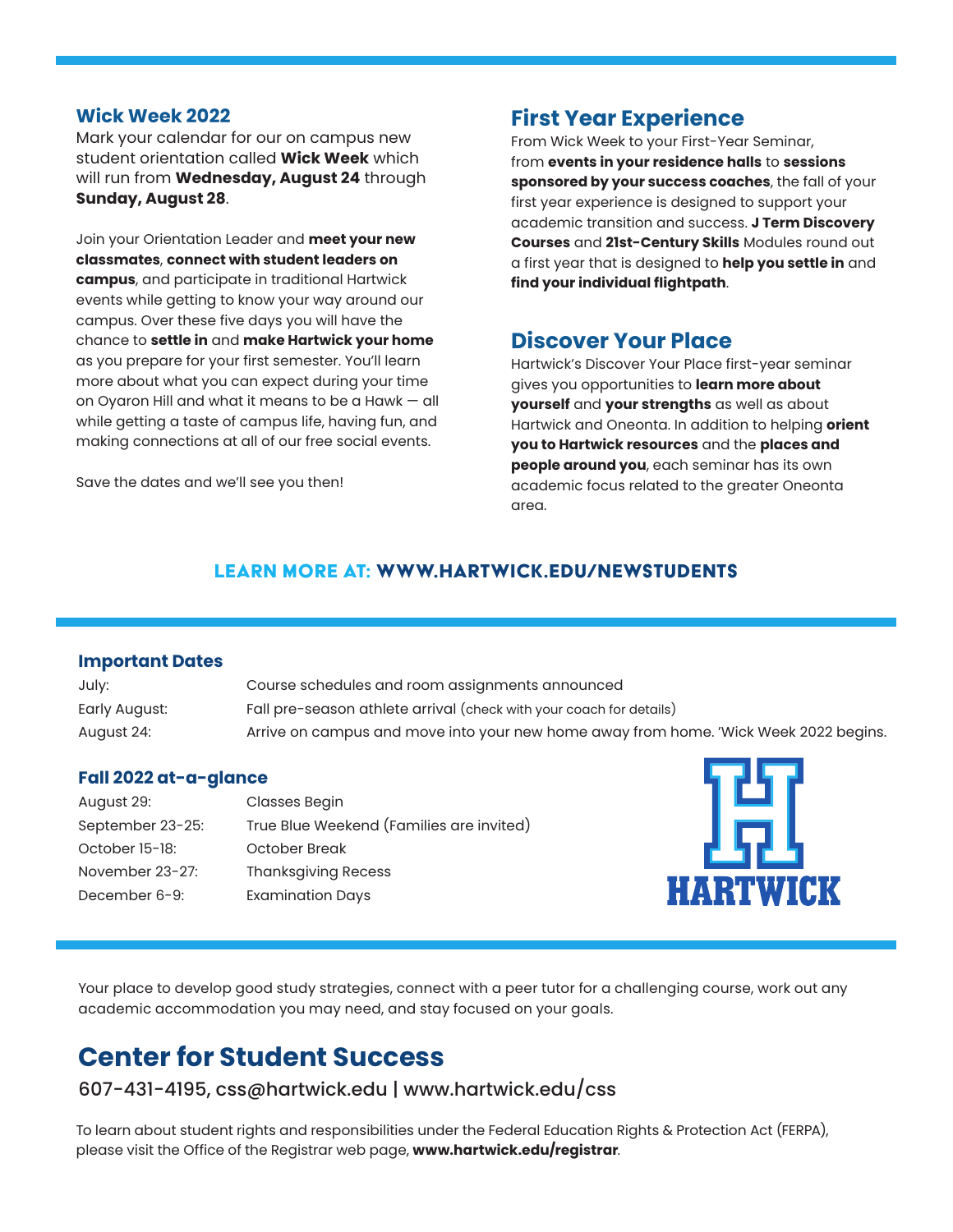## Wick Week 2022

Mark your calendar for our on campus new student orientation called **Wick Week** which will run from **Wednesday, August 24** through **Sunday, August 28**.

Join your Orientation Leader and **meet your new classmates**, **connect with student leaders on campus**, and participate in traditional Hartwick events while getting to know your way around our campus. Over these five days you will have the chance to **settle in** and **make Hartwick your home** as you prepare for your first semester. You'll learn more about what you can expect during your time on Oyaron Hill and what it means to be a Hawk — all while getting a taste of campus life, having fun, and making connections at all of our free social events.

Save the dates and we'll see you then!

## First Year Experience

From Wick Week to your First-Year Seminar, from **events in your residence halls** to **sessions sponsored by your success coaches**, the fall of your first year experience is designed to support your academic transition and success. **J Term Discovery Courses** and **21st-Century Skills** Modules round out a first year that is designed to **help you settle in** and **find your individual flightpath**.

## Discover Your Place

Hartwick's Discover Your Place first-year seminar gives you opportunities to **learn more about yourself** and **your strengths** as well as about Hartwick and Oneonta. In addition to helping **orient you to Hartwick resources** and the **places and people around you**, each seminar has its own academic focus related to the greater Oneonta area.

**LEARN MORE AT: WWW.HARTWICK.EDU/NEWSTUDENTS**

### Important Dates

| | |
|---|---|
| July: | Course schedules and room assignments announced |
| Early August: | Fall pre-season athlete arrival (check with your coach for details) |
| August 24: | Arrive on campus and move into your new home away from home. 'Wick Week 2022 begins. |

### Fall 2022 at-a-glance

| | |
|---|---|
| August 29: | Classes Begin |
| September 23-25: | True Blue Weekend (Families are invited) |
| October 15-18: | October Break |
| November 23-27: | Thanksgiving Recess |
| December 6-9: | Examination Days |

HARTWICK

Your place to develop good study strategies, connect with a peer tutor for a challenging course, work out any academic accommodation you may need, and stay focused on your goals.

## Center for Student Success

607-431-4195, css@hartwick.edu | www.hartwick.edu/css

To learn about student rights and responsibilities under the Federal Education Rights & Protection Act (FERPA), please visit the Office of the Registrar web page, **www.hartwick.edu/registrar**.